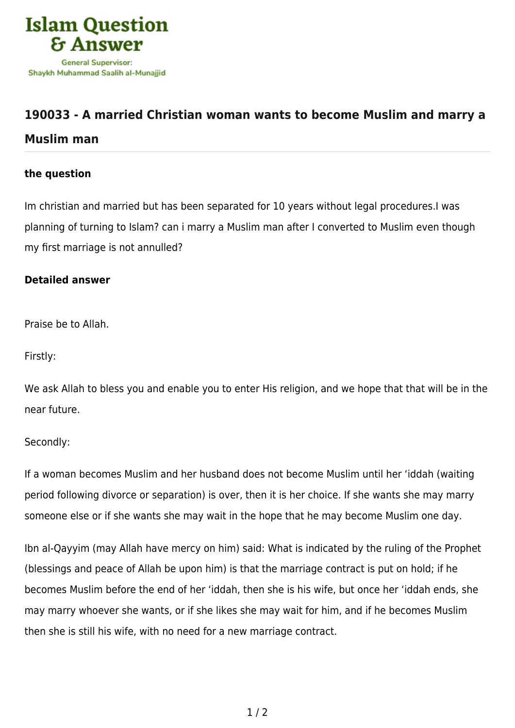# 190033 - A married Christian woman wants to become Muslim and marry a Muslim man

**the question**

Im christian and married but has been separated for 10 years without legal procedures.I was planning of turning to Islam? can i marry a Muslim man after I converted to Muslim even though my first marriage is not annulled?

**Detailed answer**

Praise be to Allah.

Firstly:

We ask Allah to bless you and enable you to enter His religion, and we hope that that will be in the near future.

Secondly:

If a woman becomes Muslim and her husband does not become Muslim until her 'iddah (waiting period following divorce or separation) is over, then it is her choice. If she wants she may marry someone else or if she wants she may wait in the hope that he may become Muslim one day.

Ibn al-Qayyim (may Allah have mercy on him) said: What is indicated by the ruling of the Prophet (blessings and peace of Allah be upon him) is that the marriage contract is put on hold; if he becomes Muslim before the end of her 'iddah, then she is his wife, but once her 'iddah ends, she may marry whoever she wants, or if she likes she may wait for him, and if he becomes Muslim then she is still his wife, with no need for a new marriage contract.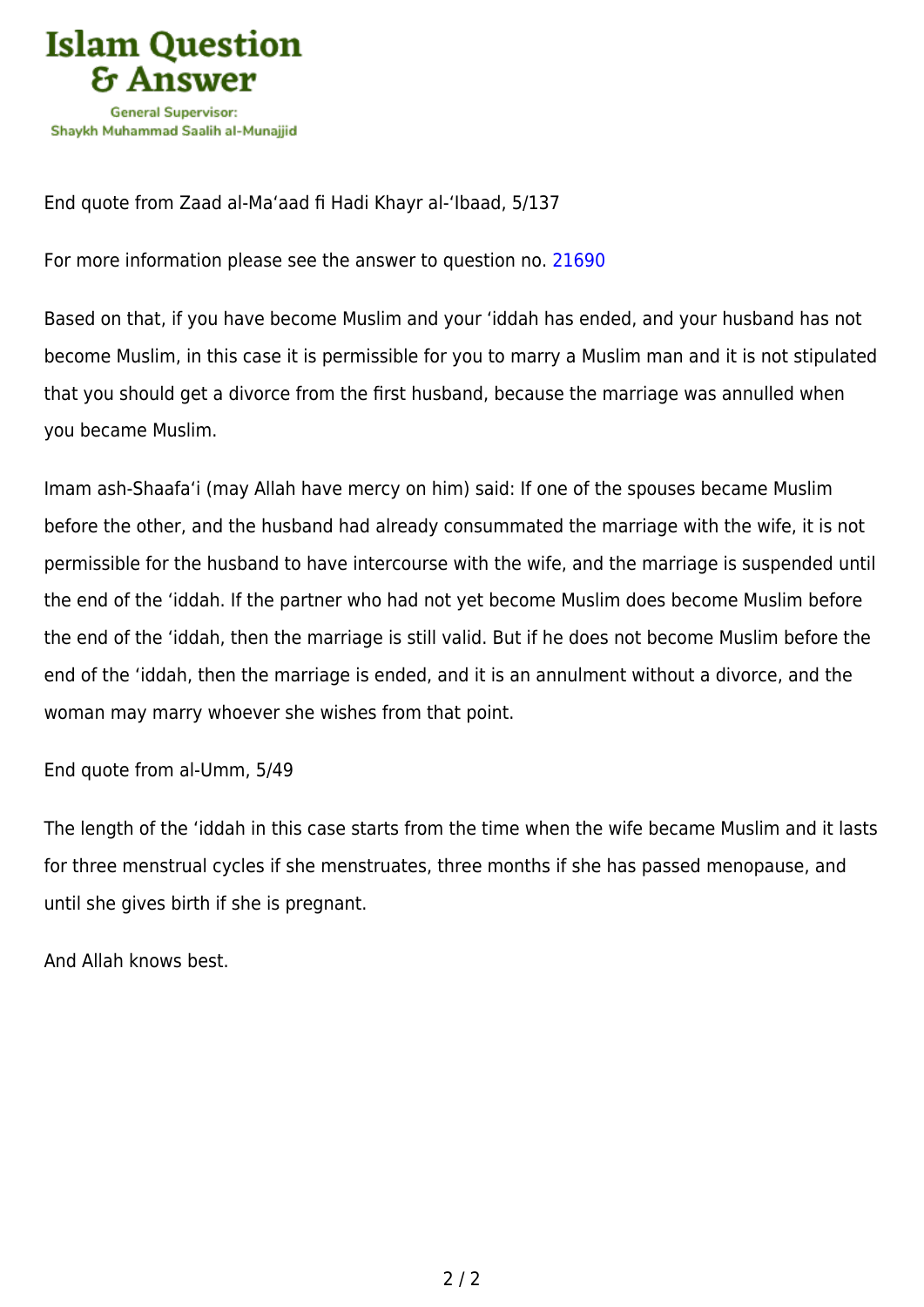End quote from Zaad al-Ma'aad fi Hadi Khayr al-'Ibaad, 5/137

For more information please see the answer to question no. 21690

Based on that, if you have become Muslim and your 'iddah has ended, and your husband has not become Muslim, in this case it is permissible for you to marry a Muslim man and it is not stipulated that you should get a divorce from the first husband, because the marriage was annulled when you became Muslim.

Imam ash-Shaafa'i (may Allah have mercy on him) said: If one of the spouses became Muslim before the other, and the husband had already consummated the marriage with the wife, it is not permissible for the husband to have intercourse with the wife, and the marriage is suspended until the end of the 'iddah. If the partner who had not yet become Muslim does become Muslim before the end of the 'iddah, then the marriage is still valid. But if he does not become Muslim before the end of the 'iddah, then the marriage is ended, and it is an annulment without a divorce, and the woman may marry whoever she wishes from that point.

End quote from al-Umm, 5/49

The length of the 'iddah in this case starts from the time when the wife became Muslim and it lasts for three menstrual cycles if she menstruates, three months if she has passed menopause, and until she gives birth if she is pregnant.

And Allah knows best.